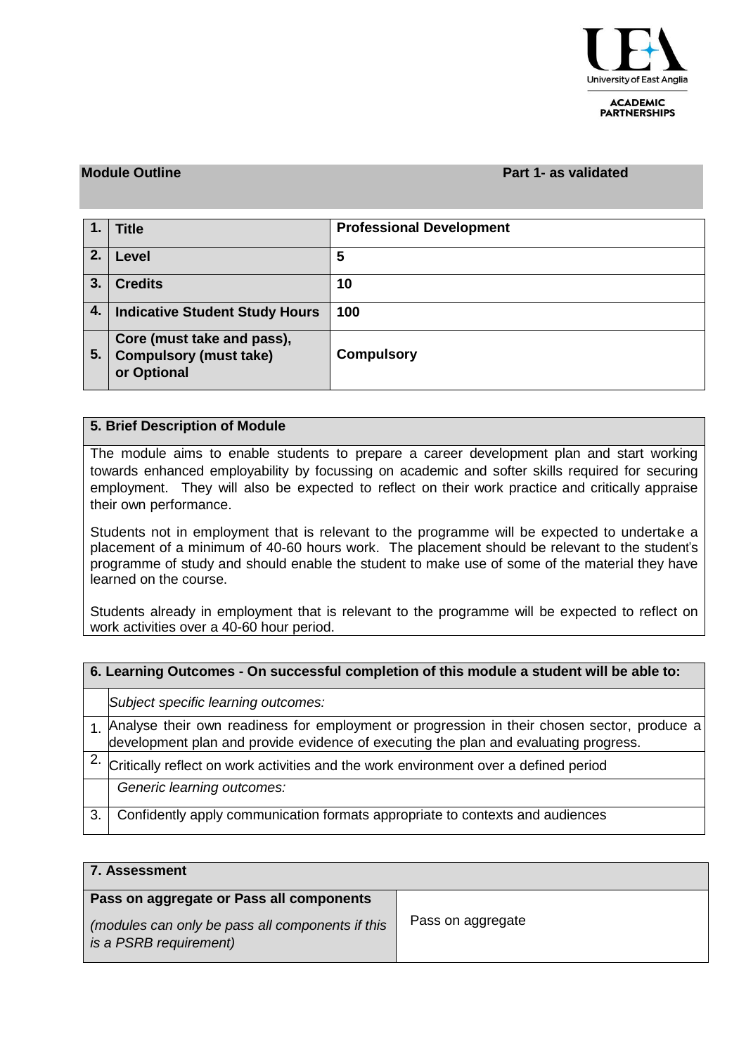**Module Outline** **Part 1- as validated**

| | | |
|---|---|---|
| 1. | **Title** | **Professional Development** |
| 2. | **Level** | **5** |
| 3. | **Credits** | **10** |
| 4. | **Indicative Student Study Hours** | **100** |
| 5. | **Core (must take and pass), Compulsory (must take) or Optional** | **Compulsory** |

## 5. Brief Description of Module

The module aims to enable students to prepare a career development plan and start working towards enhanced employability by focussing on academic and softer skills required for securing employment. They will also be expected to reflect on their work practice and critically appraise their own performance.

Students not in employment that is relevant to the programme will be expected to undertake a placement of a minimum of 40-60 hours work. The placement should be relevant to the student's programme of study and should enable the student to make use of some of the material they have learned on the course.

Students already in employment that is relevant to the programme will be expected to reflect on work activities over a 40-60 hour period.

## 6. Learning Outcomes - On successful completion of this module a student will be able to:

| | |
|---|---|
| | *Subject specific learning outcomes:* |
| 1. | Analyse their own readiness for employment or progression in their chosen sector, produce a development plan and provide evidence of executing the plan and evaluating progress. |
| 2. | Critically reflect on work activities and the work environment over a defined period |
| | *Generic learning outcomes:* |
| 3. | Confidently apply communication formats appropriate to contexts and audiences |

## 7. Assessment

| | |
|---|---|
| **Pass on aggregate or Pass all components** *(modules can only be pass all components if this is a PSRB requirement)* | Pass on aggregate |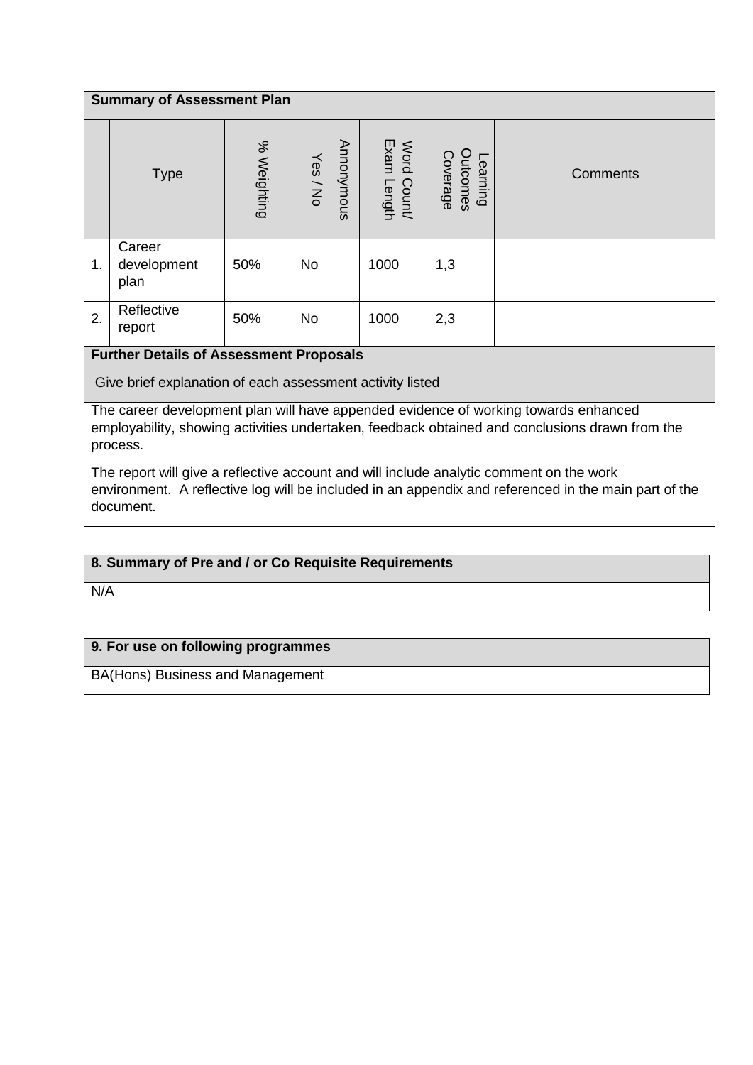**Summary of Assessment Plan**

| | Type | % Weighting | Annonymous Yes / No | Word Count/ Exam Length | Learning Outcomes Coverage | Comments |
|---|---|---|---|---|---|---|
| 1. | Career development plan | 50% | No | 1000 | 1,3 | |
| 2. | Reflective report | 50% | No | 1000 | 2,3 | |

**Further Details of Assessment Proposals**

Give brief explanation of each assessment activity listed

The career development plan will have appended evidence of working towards enhanced employability, showing activities undertaken, feedback obtained and conclusions drawn from the process.

The report will give a reflective account and will include analytic comment on the work environment. A reflective log will be included in an appendix and referenced in the main part of the document.

**8. Summary of Pre and / or Co Requisite Requirements**

N/A

**9. For use on following programmes**

BA(Hons) Business and Management